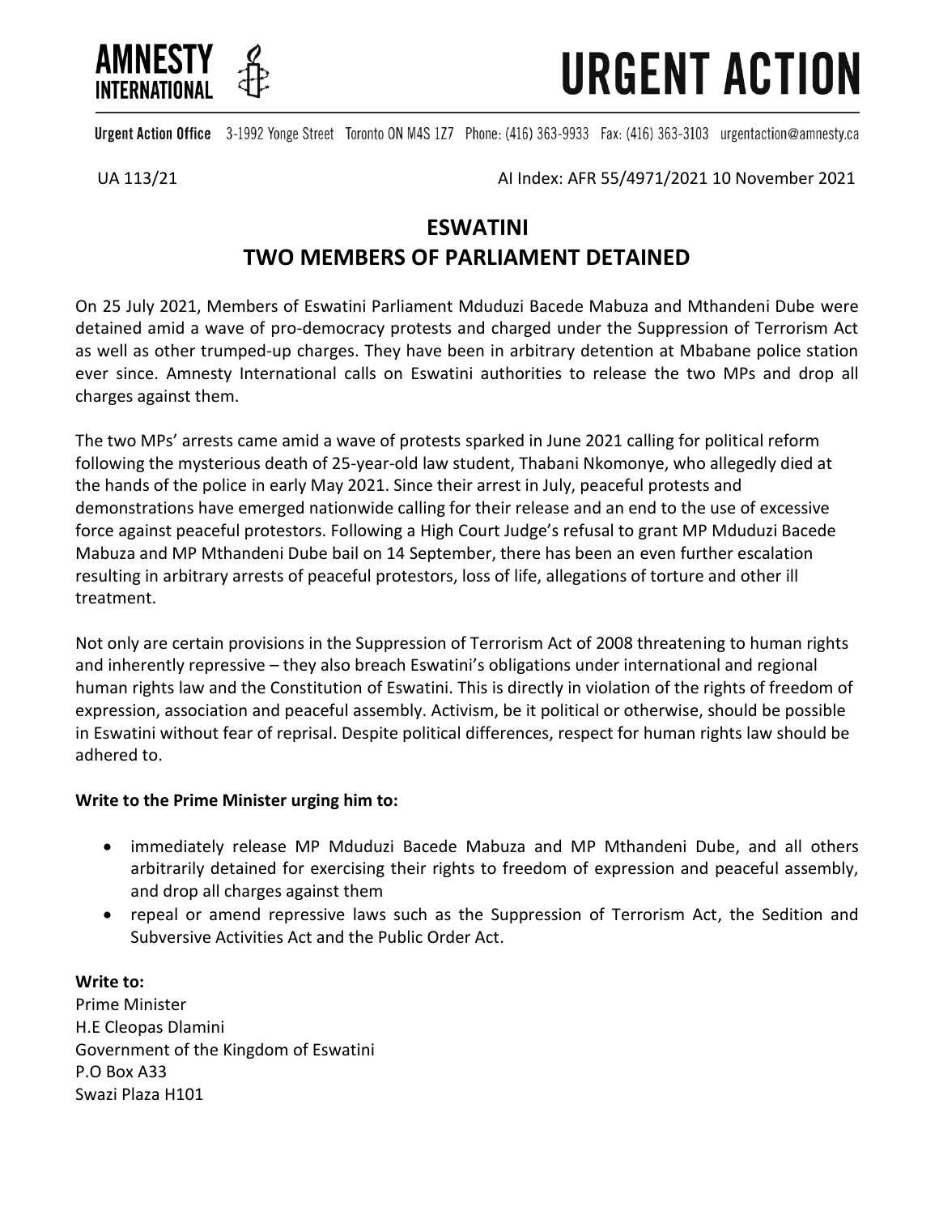# AMNESTY INTERNATIONAL — URGENT ACTION

**Urgent Action Office** 3-1992 Yonge Street Toronto ON M4S 1Z7 Phone: (416) 363-9933 Fax: (416) 363-3103 urgentaction@amnesty.ca

UA 113/21 AI Index: AFR 55/4971/2021 10 November 2021

## ESWATINI
## TWO MEMBERS OF PARLIAMENT DETAINED

On 25 July 2021, Members of Eswatini Parliament Mduduzi Bacede Mabuza and Mthandeni Dube were detained amid a wave of pro-democracy protests and charged under the Suppression of Terrorism Act as well as other trumped-up charges. They have been in arbitrary detention at Mbabane police station ever since. Amnesty International calls on Eswatini authorities to release the two MPs and drop all charges against them.

The two MPs' arrests came amid a wave of protests sparked in June 2021 calling for political reform following the mysterious death of 25-year-old law student, Thabani Nkomonye, who allegedly died at the hands of the police in early May 2021. Since their arrest in July, peaceful protests and demonstrations have emerged nationwide calling for their release and an end to the use of excessive force against peaceful protestors. Following a High Court Judge's refusal to grant MP Mduduzi Bacede Mabuza and MP Mthandeni Dube bail on 14 September, there has been an even further escalation resulting in arbitrary arrests of peaceful protestors, loss of life, allegations of torture and other ill treatment.

Not only are certain provisions in the Suppression of Terrorism Act of 2008 threatening to human rights and inherently repressive – they also breach Eswatini's obligations under international and regional human rights law and the Constitution of Eswatini. This is directly in violation of the rights of freedom of expression, association and peaceful assembly. Activism, be it political or otherwise, should be possible in Eswatini without fear of reprisal. Despite political differences, respect for human rights law should be adhered to.

**Write to the Prime Minister urging him to:**

- immediately release MP Mduduzi Bacede Mabuza and MP Mthandeni Dube, and all others arbitrarily detained for exercising their rights to freedom of expression and peaceful assembly, and drop all charges against them
- repeal or amend repressive laws such as the Suppression of Terrorism Act, the Sedition and Subversive Activities Act and the Public Order Act.

**Write to:**
Prime Minister
H.E Cleopas Dlamini
Government of the Kingdom of Eswatini
P.O Box A33
Swazi Plaza H101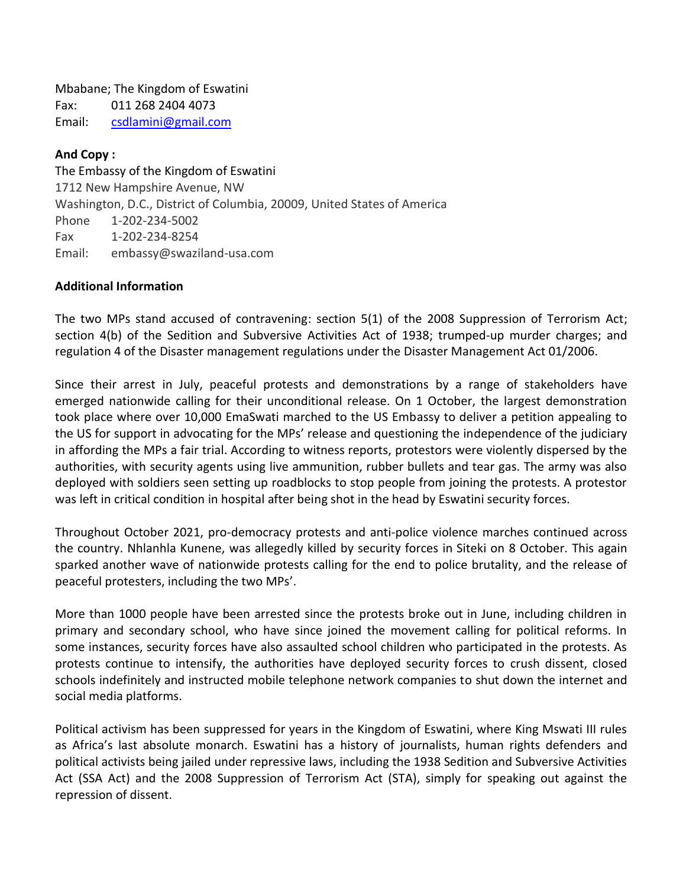Mbabane; The Kingdom of Eswatini
Fax: 011 268 2404 4073
Email: csdlamini@gmail.com

**And Copy :**

The Embassy of the Kingdom of Eswatini
1712 New Hampshire Avenue, NW
Washington, D.C., District of Columbia, 20009, United States of America
Phone 1-202-234-5002
Fax 1-202-234-8254
Email: embassy@swaziland-usa.com

**Additional Information**

The two MPs stand accused of contravening: section 5(1) of the 2008 Suppression of Terrorism Act; section 4(b) of the Sedition and Subversive Activities Act of 1938; trumped-up murder charges; and regulation 4 of the Disaster management regulations under the Disaster Management Act 01/2006.

Since their arrest in July, peaceful protests and demonstrations by a range of stakeholders have emerged nationwide calling for their unconditional release. On 1 October, the largest demonstration took place where over 10,000 EmaSwati marched to the US Embassy to deliver a petition appealing to the US for support in advocating for the MPs' release and questioning the independence of the judiciary in affording the MPs a fair trial. According to witness reports, protestors were violently dispersed by the authorities, with security agents using live ammunition, rubber bullets and tear gas. The army was also deployed with soldiers seen setting up roadblocks to stop people from joining the protests. A protestor was left in critical condition in hospital after being shot in the head by Eswatini security forces.

Throughout October 2021, pro-democracy protests and anti-police violence marches continued across the country. Nhlanhla Kunene, was allegedly killed by security forces in Siteki on 8 October. This again sparked another wave of nationwide protests calling for the end to police brutality, and the release of peaceful protesters, including the two MPs'.

More than 1000 people have been arrested since the protests broke out in June, including children in primary and secondary school, who have since joined the movement calling for political reforms. In some instances, security forces have also assaulted school children who participated in the protests. As protests continue to intensify, the authorities have deployed security forces to crush dissent, closed schools indefinitely and instructed mobile telephone network companies to shut down the internet and social media platforms.

Political activism has been suppressed for years in the Kingdom of Eswatini, where King Mswati III rules as Africa's last absolute monarch. Eswatini has a history of journalists, human rights defenders and political activists being jailed under repressive laws, including the 1938 Sedition and Subversive Activities Act (SSA Act) and the 2008 Suppression of Terrorism Act (STA), simply for speaking out against the repression of dissent.